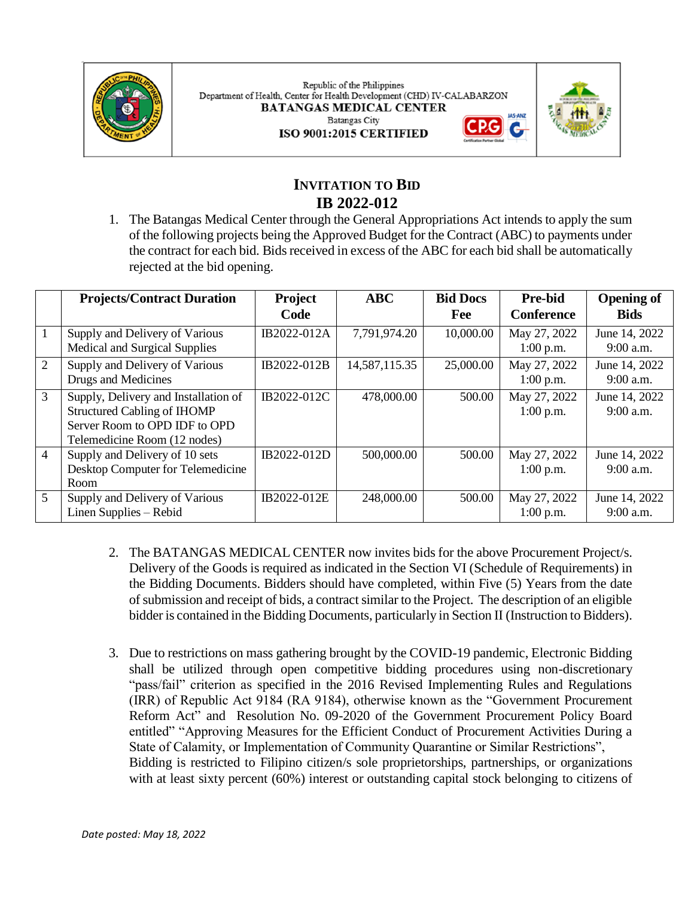Republic of the Philippines
Department of Health, Center for Health Development (CHD) IV-CALABARZON
**BATANGAS MEDICAL CENTER**
Batangas City
**ISO 9001:2015 CERTIFIED**

# INVITATION TO BID
## IB 2022-012

1. The Batangas Medical Center through the General Appropriations Act intends to apply the sum of the following projects being the Approved Budget for the Contract (ABC) to payments under the contract for each bid. Bids received in excess of the ABC for each bid shall be automatically rejected at the bid opening.

| | Projects/Contract Duration | Project Code | ABC | Bid Docs Fee | Pre-bid Conference | Opening of Bids |
|---|---|---|---|---|---|---|
| 1 | Supply and Delivery of Various Medical and Surgical Supplies | IB2022-012A | 7,791,974.20 | 10,000.00 | May 27, 2022 1:00 p.m. | June 14, 2022 9:00 a.m. |
| 2 | Supply and Delivery of Various Drugs and Medicines | IB2022-012B | 14,587,115.35 | 25,000.00 | May 27, 2022 1:00 p.m. | June 14, 2022 9:00 a.m. |
| 3 | Supply, Delivery and Installation of Structured Cabling of IHOMP Server Room to OPD IDF to OPD Telemedicine Room (12 nodes) | IB2022-012C | 478,000.00 | 500.00 | May 27, 2022 1:00 p.m. | June 14, 2022 9:00 a.m. |
| 4 | Supply and Delivery of 10 sets Desktop Computer for Telemedicine Room | IB2022-012D | 500,000.00 | 500.00 | May 27, 2022 1:00 p.m. | June 14, 2022 9:00 a.m. |
| 5 | Supply and Delivery of Various Linen Supplies – Rebid | IB2022-012E | 248,000.00 | 500.00 | May 27, 2022 1:00 p.m. | June 14, 2022 9:00 a.m. |

2. The BATANGAS MEDICAL CENTER now invites bids for the above Procurement Project/s. Delivery of the Goods is required as indicated in the Section VI (Schedule of Requirements) in the Bidding Documents. Bidders should have completed, within Five (5) Years from the date of submission and receipt of bids, a contract similar to the Project. The description of an eligible bidder is contained in the Bidding Documents, particularly in Section II (Instruction to Bidders).

3. Due to restrictions on mass gathering brought by the COVID-19 pandemic, Electronic Bidding shall be utilized through open competitive bidding procedures using non-discretionary "pass/fail" criterion as specified in the 2016 Revised Implementing Rules and Regulations (IRR) of Republic Act 9184 (RA 9184), otherwise known as the "Government Procurement Reform Act" and Resolution No. 09-2020 of the Government Procurement Policy Board entitled" "Approving Measures for the Efficient Conduct of Procurement Activities During a State of Calamity, or Implementation of Community Quarantine or Similar Restrictions",
Bidding is restricted to Filipino citizen/s sole proprietorships, partnerships, or organizations with at least sixty percent (60%) interest or outstanding capital stock belonging to citizens of

*Date posted: May 18, 2022*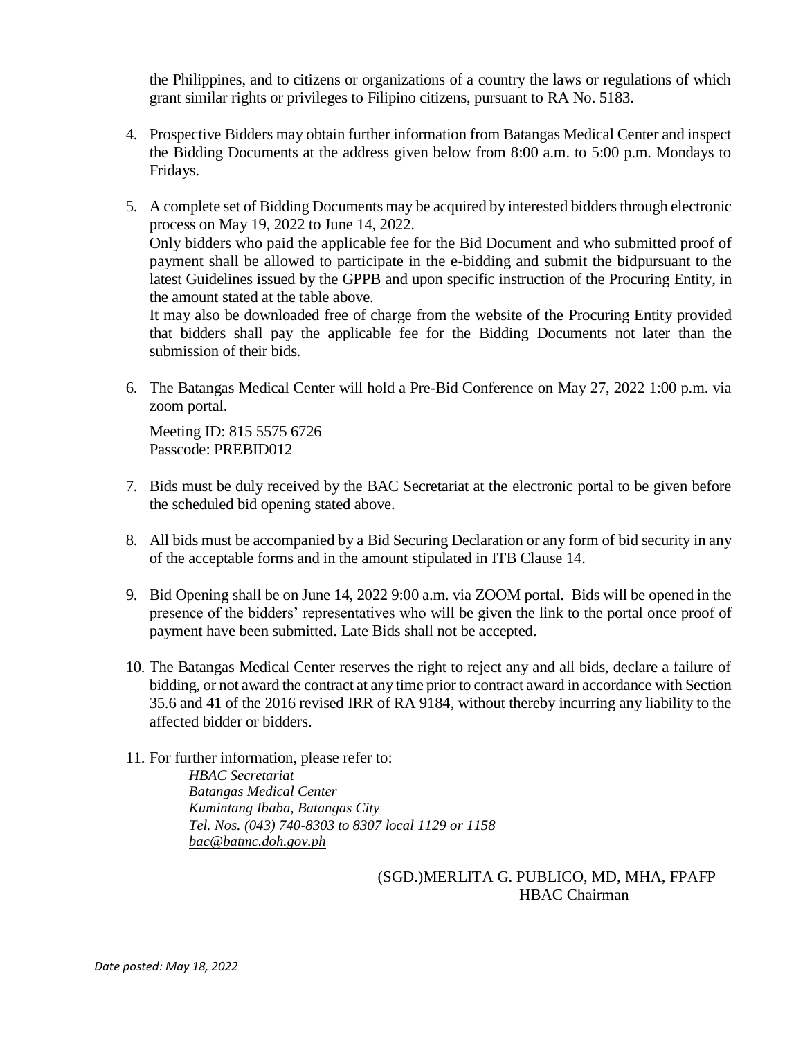the Philippines, and to citizens or organizations of a country the laws or regulations of which grant similar rights or privileges to Filipino citizens, pursuant to RA No. 5183.

4. Prospective Bidders may obtain further information from Batangas Medical Center and inspect the Bidding Documents at the address given below from 8:00 a.m. to 5:00 p.m. Mondays to Fridays.

5. A complete set of Bidding Documents may be acquired by interested bidders through electronic process on May 19, 2022 to June 14, 2022.
   Only bidders who paid the applicable fee for the Bid Document and who submitted proof of payment shall be allowed to participate in the e-bidding and submit the bidpursuant to the latest Guidelines issued by the GPPB and upon specific instruction of the Procuring Entity, in the amount stated at the table above.
   It may also be downloaded free of charge from the website of the Procuring Entity provided that bidders shall pay the applicable fee for the Bidding Documents not later than the submission of their bids.

6. The Batangas Medical Center will hold a Pre-Bid Conference on May 27, 2022 1:00 p.m. via zoom portal.

   Meeting ID: 815 5575 6726
   Passcode: PREBID012

7. Bids must be duly received by the BAC Secretariat at the electronic portal to be given before the scheduled bid opening stated above.

8. All bids must be accompanied by a Bid Securing Declaration or any form of bid security in any of the acceptable forms and in the amount stipulated in ITB Clause 14.

9. Bid Opening shall be on June 14, 2022 9:00 a.m. via ZOOM portal. Bids will be opened in the presence of the bidders' representatives who will be given the link to the portal once proof of payment have been submitted. Late Bids shall not be accepted.

10. The Batangas Medical Center reserves the right to reject any and all bids, declare a failure of bidding, or not award the contract at any time prior to contract award in accordance with Section 35.6 and 41 of the 2016 revised IRR of RA 9184, without thereby incurring any liability to the affected bidder or bidders.

11. For further information, please refer to:

    *HBAC Secretariat*
    *Batangas Medical Center*
    *Kumintang Ibaba, Batangas City*
    *Tel. Nos. (043) 740-8303 to 8307 local 1129 or 1158*
    *bac@batmc.doh.gov.ph*

(SGD.)MERLITA G. PUBLICO, MD, MHA, FPAFP
HBAC Chairman

*Date posted: May 18, 2022*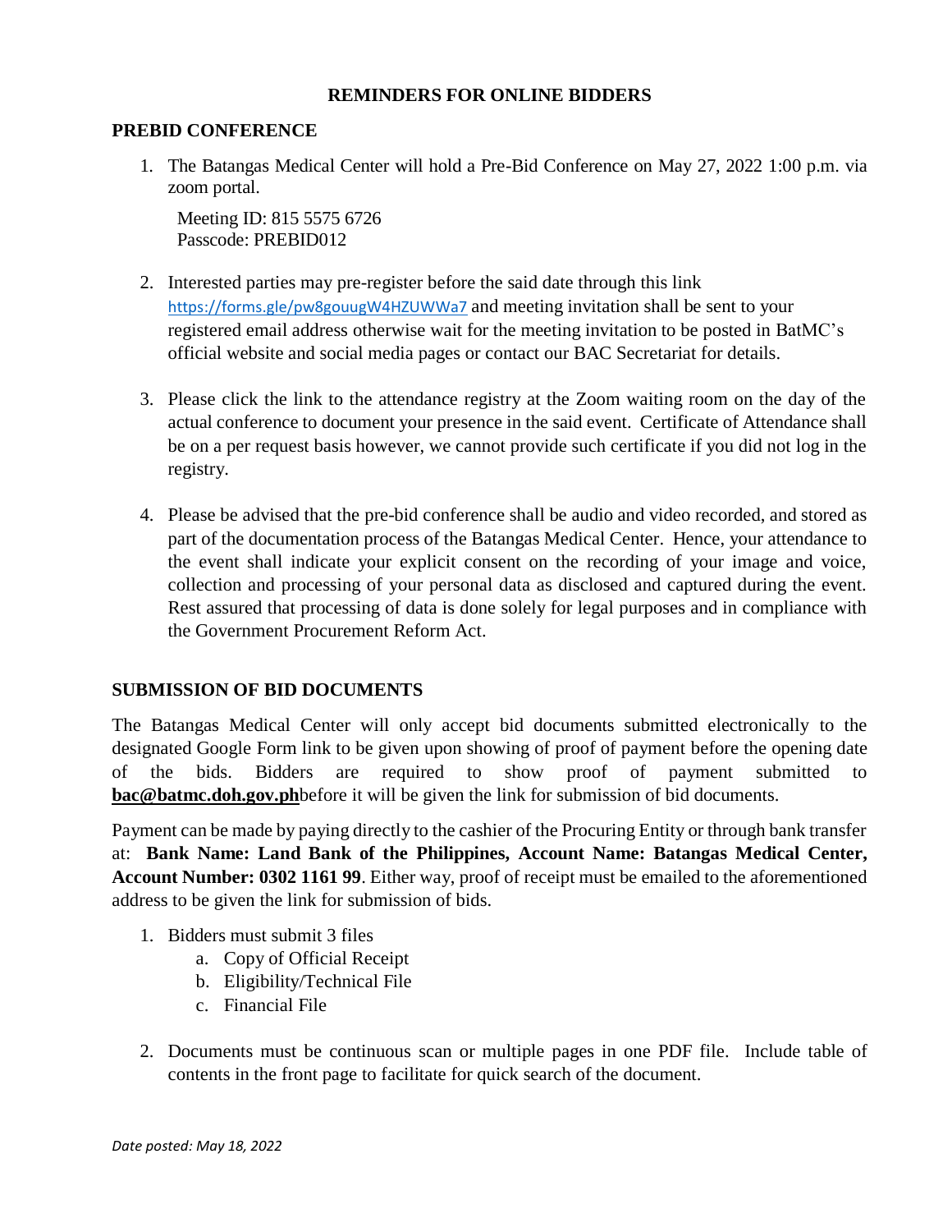# REMINDERS FOR ONLINE BIDDERS

## PREBID CONFERENCE

1. The Batangas Medical Center will hold a Pre-Bid Conference on May 27, 2022 1:00 p.m. via zoom portal.

   Meeting ID: 815 5575 6726
   Passcode: PREBID012

2. Interested parties may pre-register before the said date through this link https://forms.gle/pw8gouugW4HZUWWa7 and meeting invitation shall be sent to your registered email address otherwise wait for the meeting invitation to be posted in BatMC's official website and social media pages or contact our BAC Secretariat for details.

3. Please click the link to the attendance registry at the Zoom waiting room on the day of the actual conference to document your presence in the said event. Certificate of Attendance shall be on a per request basis however, we cannot provide such certificate if you did not log in the registry.

4. Please be advised that the pre-bid conference shall be audio and video recorded, and stored as part of the documentation process of the Batangas Medical Center. Hence, your attendance to the event shall indicate your explicit consent on the recording of your image and voice, collection and processing of your personal data as disclosed and captured during the event. Rest assured that processing of data is done solely for legal purposes and in compliance with the Government Procurement Reform Act.

## SUBMISSION OF BID DOCUMENTS

The Batangas Medical Center will only accept bid documents submitted electronically to the designated Google Form link to be given upon showing of proof of payment before the opening date of the bids. Bidders are required to show proof of payment submitted to **bac@batmc.doh.gov.ph**before it will be given the link for submission of bid documents.

Payment can be made by paying directly to the cashier of the Procuring Entity or through bank transfer at: **Bank Name: Land Bank of the Philippines, Account Name: Batangas Medical Center, Account Number: 0302 1161 99**. Either way, proof of receipt must be emailed to the aforementioned address to be given the link for submission of bids.

1. Bidders must submit 3 files
   a. Copy of Official Receipt
   b. Eligibility/Technical File
   c. Financial File

2. Documents must be continuous scan or multiple pages in one PDF file. Include table of contents in the front page to facilitate for quick search of the document.

*Date posted: May 18, 2022*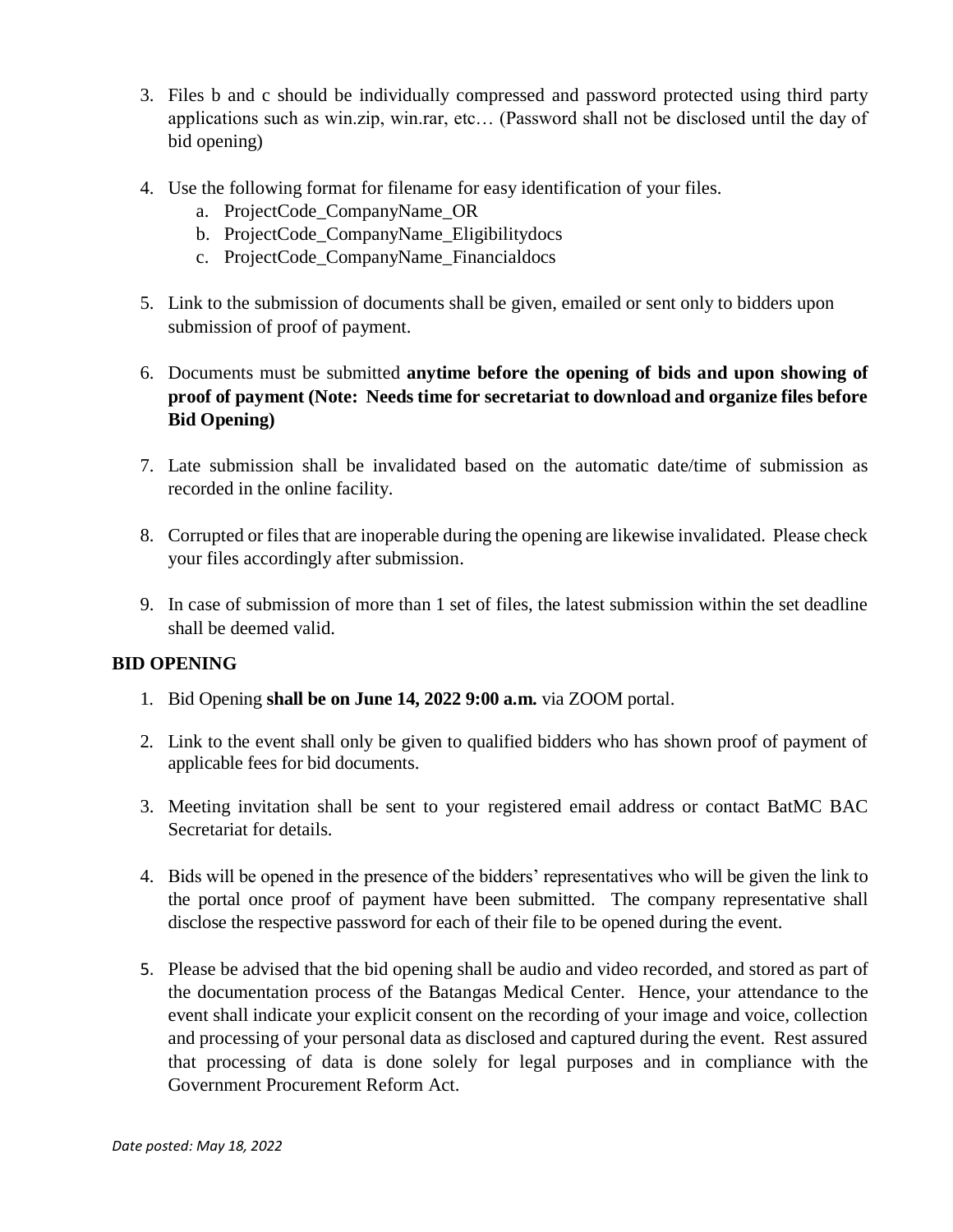3. Files b and c should be individually compressed and password protected using third party applications such as win.zip, win.rar, etc… (Password shall not be disclosed until the day of bid opening)

4. Use the following format for filename for easy identification of your files.
   a. ProjectCode_CompanyName_OR
   b. ProjectCode_CompanyName_Eligibilitydocs
   c. ProjectCode_CompanyName_Financialdocs

5. Link to the submission of documents shall be given, emailed or sent only to bidders upon submission of proof of payment.

6. Documents must be submitted **anytime before the opening of bids and upon showing of proof of payment (Note: Needs time for secretariat to download and organize files before Bid Opening)**

7. Late submission shall be invalidated based on the automatic date/time of submission as recorded in the online facility.

8. Corrupted or files that are inoperable during the opening are likewise invalidated. Please check your files accordingly after submission.

9. In case of submission of more than 1 set of files, the latest submission within the set deadline shall be deemed valid.

**BID OPENING**

1. Bid Opening **shall be on June 14, 2022 9:00 a.m.** via ZOOM portal.

2. Link to the event shall only be given to qualified bidders who has shown proof of payment of applicable fees for bid documents.

3. Meeting invitation shall be sent to your registered email address or contact BatMC BAC Secretariat for details.

4. Bids will be opened in the presence of the bidders' representatives who will be given the link to the portal once proof of payment have been submitted. The company representative shall disclose the respective password for each of their file to be opened during the event.

5. Please be advised that the bid opening shall be audio and video recorded, and stored as part of the documentation process of the Batangas Medical Center. Hence, your attendance to the event shall indicate your explicit consent on the recording of your image and voice, collection and processing of your personal data as disclosed and captured during the event. Rest assured that processing of data is done solely for legal purposes and in compliance with the Government Procurement Reform Act.

*Date posted: May 18, 2022*